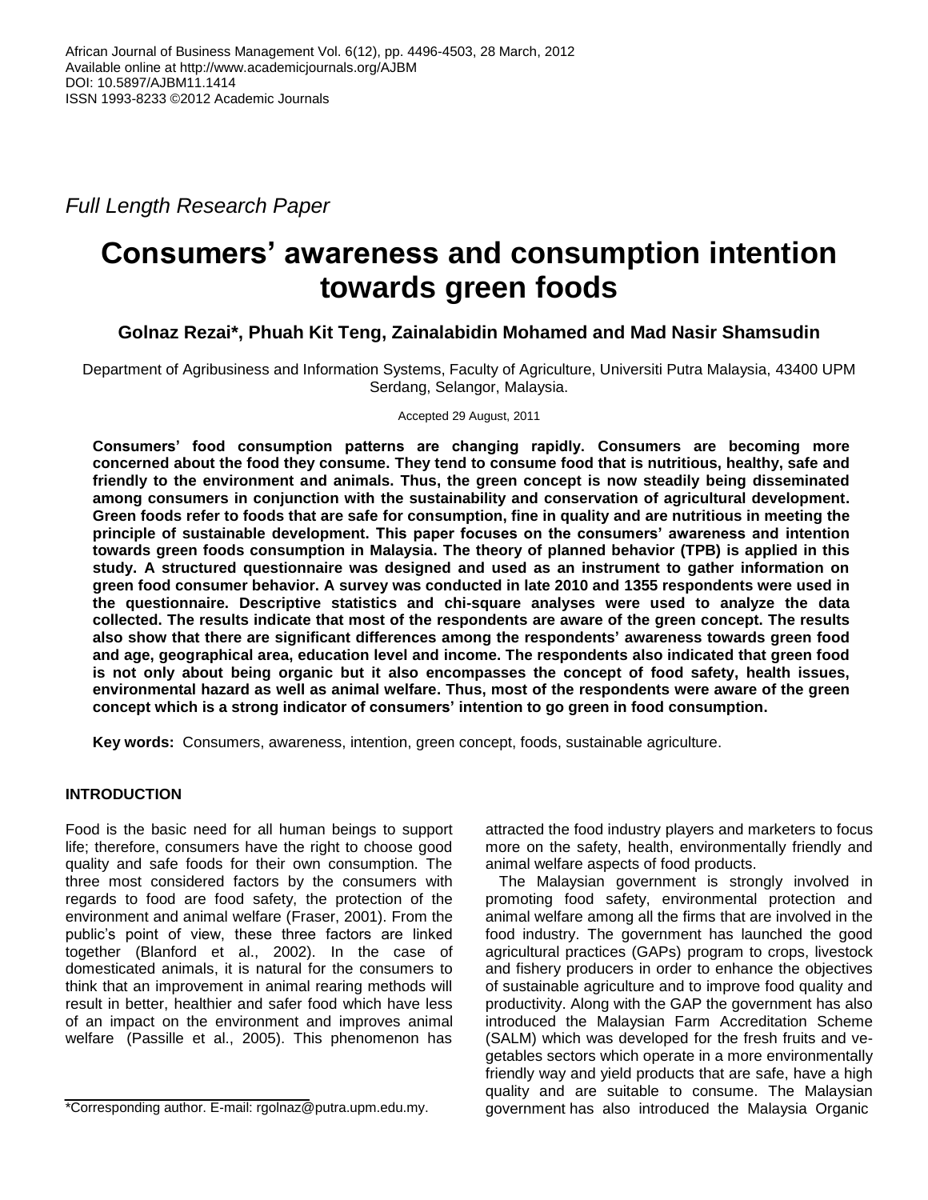*Full Length Research Paper*

# Consumers' awareness and consumption intention towards green foods

**Golnaz Rezai*, Phuah Kit Teng, Zainalabidin Mohamed and Mad Nasir Shamsudin**

Department of Agribusiness and Information Systems, Faculty of Agriculture, Universiti Putra Malaysia, 43400 UPM Serdang, Selangor, Malaysia.

Accepted 29 August, 2011

**Consumers' food consumption patterns are changing rapidly. Consumers are becoming more concerned about the food they consume. They tend to consume food that is nutritious, healthy, safe and friendly to the environment and animals. Thus, the green concept is now steadily being disseminated among consumers in conjunction with the sustainability and conservation of agricultural development. Green foods refer to foods that are safe for consumption, fine in quality and are nutritious in meeting the principle of sustainable development. This paper focuses on the consumers' awareness and intention towards green foods consumption in Malaysia. The theory of planned behavior (TPB) is applied in this study. A structured questionnaire was designed and used as an instrument to gather information on green food consumer behavior. A survey was conducted in late 2010 and 1355 respondents were used in the questionnaire. Descriptive statistics and chi-square analyses were used to analyze the data collected. The results indicate that most of the respondents are aware of the green concept. The results also show that there are significant differences among the respondents' awareness towards green food and age, geographical area, education level and income. The respondents also indicated that green food is not only about being organic but it also encompasses the concept of food safety, health issues, environmental hazard as well as animal welfare. Thus, most of the respondents were aware of the green concept which is a strong indicator of consumers' intention to go green in food consumption.**

**Key words:** Consumers, awareness, intention, green concept, foods, sustainable agriculture.

## INTRODUCTION

Food is the basic need for all human beings to support life; therefore, consumers have the right to choose good quality and safe foods for their own consumption. The three most considered factors by the consumers with regards to food are food safety, the protection of the environment and animal welfare (Fraser, 2001). From the public's point of view, these three factors are linked together (Blanford et al., 2002). In the case of domesticated animals, it is natural for the consumers to think that an improvement in animal rearing methods will result in better, healthier and safer food which have less of an impact on the environment and improves animal welfare (Passille et al., 2005). This phenomenon has attracted the food industry players and marketers to focus more on the safety, health, environmentally friendly and animal welfare aspects of food products.

The Malaysian government is strongly involved in promoting food safety, environmental protection and animal welfare among all the firms that are involved in the food industry. The government has launched the good agricultural practices (GAPs) program to crops, livestock and fishery producers in order to enhance the objectives of sustainable agriculture and to improve food quality and productivity. Along with the GAP the government has also introduced the Malaysian Farm Accreditation Scheme (SALM) which was developed for the fresh fruits and vegetables sectors which operate in a more environmentally friendly way and yield products that are safe, have a high quality and are suitable to consume. The Malaysian government has also introduced the Malaysia Organic

*Corresponding author. E-mail: rgolnaz@putra.upm.edu.my.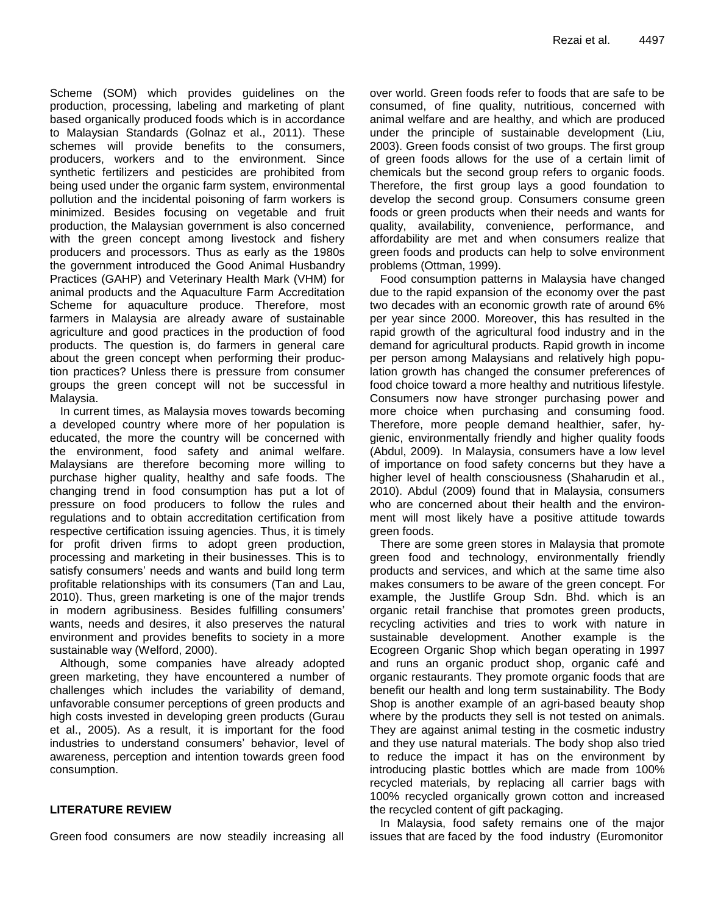Scheme (SOM) which provides guidelines on the production, processing, labeling and marketing of plant based organically produced foods which is in accordance to Malaysian Standards (Golnaz et al., 2011). These schemes will provide benefits to the consumers, producers, workers and to the environment. Since synthetic fertilizers and pesticides are prohibited from being used under the organic farm system, environmental pollution and the incidental poisoning of farm workers is minimized. Besides focusing on vegetable and fruit production, the Malaysian government is also concerned with the green concept among livestock and fishery producers and processors. Thus as early as the 1980s the government introduced the Good Animal Husbandry Practices (GAHP) and Veterinary Health Mark (VHM) for animal products and the Aquaculture Farm Accreditation Scheme for aquaculture produce. Therefore, most farmers in Malaysia are already aware of sustainable agriculture and good practices in the production of food products. The question is, do farmers in general care about the green concept when performing their production practices? Unless there is pressure from consumer groups the green concept will not be successful in Malaysia.

In current times, as Malaysia moves towards becoming a developed country where more of her population is educated, the more the country will be concerned with the environment, food safety and animal welfare. Malaysians are therefore becoming more willing to purchase higher quality, healthy and safe foods. The changing trend in food consumption has put a lot of pressure on food producers to follow the rules and regulations and to obtain accreditation certification from respective certification issuing agencies. Thus, it is timely for profit driven firms to adopt green production, processing and marketing in their businesses. This is to satisfy consumers' needs and wants and build long term profitable relationships with its consumers (Tan and Lau, 2010). Thus, green marketing is one of the major trends in modern agribusiness. Besides fulfilling consumers' wants, needs and desires, it also preserves the natural environment and provides benefits to society in a more sustainable way (Welford, 2000).

Although, some companies have already adopted green marketing, they have encountered a number of challenges which includes the variability of demand, unfavorable consumer perceptions of green products and high costs invested in developing green products (Gurau et al., 2005). As a result, it is important for the food industries to understand consumers' behavior, level of awareness, perception and intention towards green food consumption.

## LITERATURE REVIEW

Green food consumers are now steadily increasing all over world. Green foods refer to foods that are safe to be consumed, of fine quality, nutritious, concerned with animal welfare and are healthy, and which are produced under the principle of sustainable development (Liu, 2003). Green foods consist of two groups. The first group of green foods allows for the use of a certain limit of chemicals but the second group refers to organic foods. Therefore, the first group lays a good foundation to develop the second group. Consumers consume green foods or green products when their needs and wants for quality, availability, convenience, performance, and affordability are met and when consumers realize that green foods and products can help to solve environment problems (Ottman, 1999).

Food consumption patterns in Malaysia have changed due to the rapid expansion of the economy over the past two decades with an economic growth rate of around 6% per year since 2000. Moreover, this has resulted in the rapid growth of the agricultural food industry and in the demand for agricultural products. Rapid growth in income per person among Malaysians and relatively high population growth has changed the consumer preferences of food choice toward a more healthy and nutritious lifestyle. Consumers now have stronger purchasing power and more choice when purchasing and consuming food. Therefore, more people demand healthier, safer, hygienic, environmentally friendly and higher quality foods (Abdul, 2009). In Malaysia, consumers have a low level of importance on food safety concerns but they have a higher level of health consciousness (Shaharudin et al., 2010). Abdul (2009) found that in Malaysia, consumers who are concerned about their health and the environment will most likely have a positive attitude towards green foods.

There are some green stores in Malaysia that promote green food and technology, environmentally friendly products and services, and which at the same time also makes consumers to be aware of the green concept. For example, the Justlife Group Sdn. Bhd. which is an organic retail franchise that promotes green products, recycling activities and tries to work with nature in sustainable development. Another example is the Ecogreen Organic Shop which began operating in 1997 and runs an organic product shop, organic café and organic restaurants. They promote organic foods that are benefit our health and long term sustainability. The Body Shop is another example of an agri-based beauty shop where by the products they sell is not tested on animals. They are against animal testing in the cosmetic industry and they use natural materials. The body shop also tried to reduce the impact it has on the environment by introducing plastic bottles which are made from 100% recycled materials, by replacing all carrier bags with 100% recycled organically grown cotton and increased the recycled content of gift packaging.

In Malaysia, food safety remains one of the major issues that are faced by the food industry (Euromonitor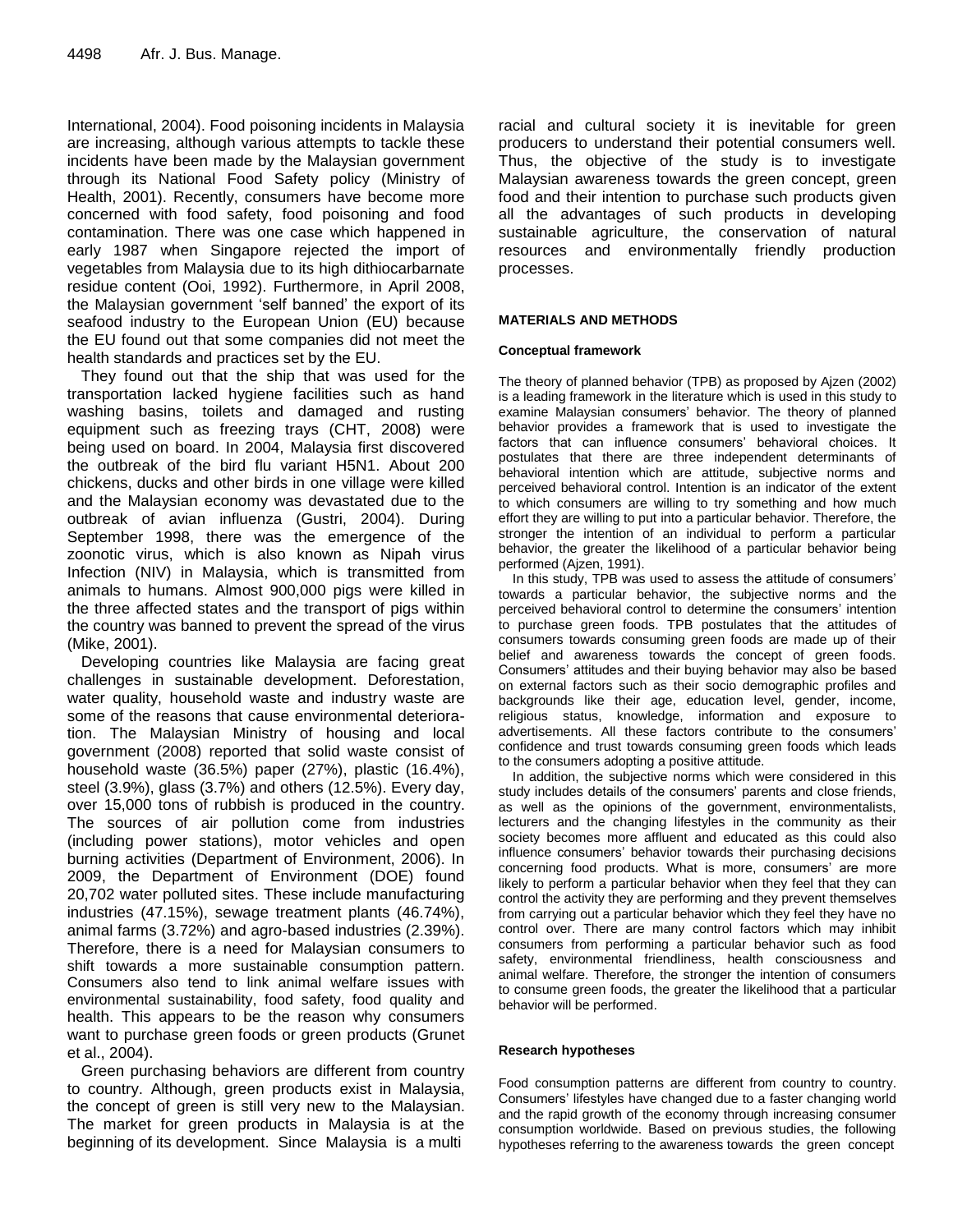International, 2004). Food poisoning incidents in Malaysia are increasing, although various attempts to tackle these incidents have been made by the Malaysian government through its National Food Safety policy (Ministry of Health, 2001). Recently, consumers have become more concerned with food safety, food poisoning and food contamination. There was one case which happened in early 1987 when Singapore rejected the import of vegetables from Malaysia due to its high dithiocarbarnate residue content (Ooi, 1992). Furthermore, in April 2008, the Malaysian government 'self banned' the export of its seafood industry to the European Union (EU) because the EU found out that some companies did not meet the health standards and practices set by the EU.

They found out that the ship that was used for the transportation lacked hygiene facilities such as hand washing basins, toilets and damaged and rusting equipment such as freezing trays (CHT, 2008) were being used on board. In 2004, Malaysia first discovered the outbreak of the bird flu variant H5N1. About 200 chickens, ducks and other birds in one village were killed and the Malaysian economy was devastated due to the outbreak of avian influenza (Gustri, 2004). During September 1998, there was the emergence of the zoonotic virus, which is also known as Nipah virus Infection (NIV) in Malaysia, which is transmitted from animals to humans. Almost 900,000 pigs were killed in the three affected states and the transport of pigs within the country was banned to prevent the spread of the virus (Mike, 2001).

Developing countries like Malaysia are facing great challenges in sustainable development. Deforestation, water quality, household waste and industry waste are some of the reasons that cause environmental deterioration. The Malaysian Ministry of housing and local government (2008) reported that solid waste consist of household waste (36.5%) paper (27%), plastic (16.4%), steel (3.9%), glass (3.7%) and others (12.5%). Every day, over 15,000 tons of rubbish is produced in the country. The sources of air pollution come from industries (including power stations), motor vehicles and open burning activities (Department of Environment, 2006). In 2009, the Department of Environment (DOE) found 20,702 water polluted sites. These include manufacturing industries (47.15%), sewage treatment plants (46.74%), animal farms (3.72%) and agro-based industries (2.39%). Therefore, there is a need for Malaysian consumers to shift towards a more sustainable consumption pattern. Consumers also tend to link animal welfare issues with environmental sustainability, food safety, food quality and health. This appears to be the reason why consumers want to purchase green foods or green products (Grunet et al., 2004).

Green purchasing behaviors are different from country to country. Although, green products exist in Malaysia, the concept of green is still very new to the Malaysian. The market for green products in Malaysia is at the beginning of its development. Since Malaysia is a multi racial and cultural society it is inevitable for green producers to understand their potential consumers well. Thus, the objective of the study is to investigate Malaysian awareness towards the green concept, green food and their intention to purchase such products given all the advantages of such products in developing sustainable agriculture, the conservation of natural resources and environmentally friendly production processes.

## MATERIALS AND METHODS

### Conceptual framework

The theory of planned behavior (TPB) as proposed by Ajzen (2002) is a leading framework in the literature which is used in this study to examine Malaysian consumers' behavior. The theory of planned behavior provides a framework that is used to investigate the factors that can influence consumers' behavioral choices. It postulates that there are three independent determinants of behavioral intention which are attitude, subjective norms and perceived behavioral control. Intention is an indicator of the extent to which consumers are willing to try something and how much effort they are willing to put into a particular behavior. Therefore, the stronger the intention of an individual to perform a particular behavior, the greater the likelihood of a particular behavior being performed (Ajzen, 1991).

In this study, TPB was used to assess the attitude of consumers' towards a particular behavior, the subjective norms and the perceived behavioral control to determine the consumers' intention to purchase green foods. TPB postulates that the attitudes of consumers towards consuming green foods are made up of their belief and awareness towards the concept of green foods. Consumers' attitudes and their buying behavior may also be based on external factors such as their socio demographic profiles and backgrounds like their age, education level, gender, income, religious status, knowledge, information and exposure to advertisements. All these factors contribute to the consumers' confidence and trust towards consuming green foods which leads to the consumers adopting a positive attitude.

In addition, the subjective norms which were considered in this study includes details of the consumers' parents and close friends, as well as the opinions of the government, environmentalists, lecturers and the changing lifestyles in the community as their society becomes more affluent and educated as this could also influence consumers' behavior towards their purchasing decisions concerning food products. What is more, consumers' are more likely to perform a particular behavior when they feel that they can control the activity they are performing and they prevent themselves from carrying out a particular behavior which they feel they have no control over. There are many control factors which may inhibit consumers from performing a particular behavior such as food safety, environmental friendliness, health consciousness and animal welfare. Therefore, the stronger the intention of consumers to consume green foods, the greater the likelihood that a particular behavior will be performed.

### Research hypotheses

Food consumption patterns are different from country to country. Consumers' lifestyles have changed due to a faster changing world and the rapid growth of the economy through increasing consumer consumption worldwide. Based on previous studies, the following hypotheses referring to the awareness towards the green concept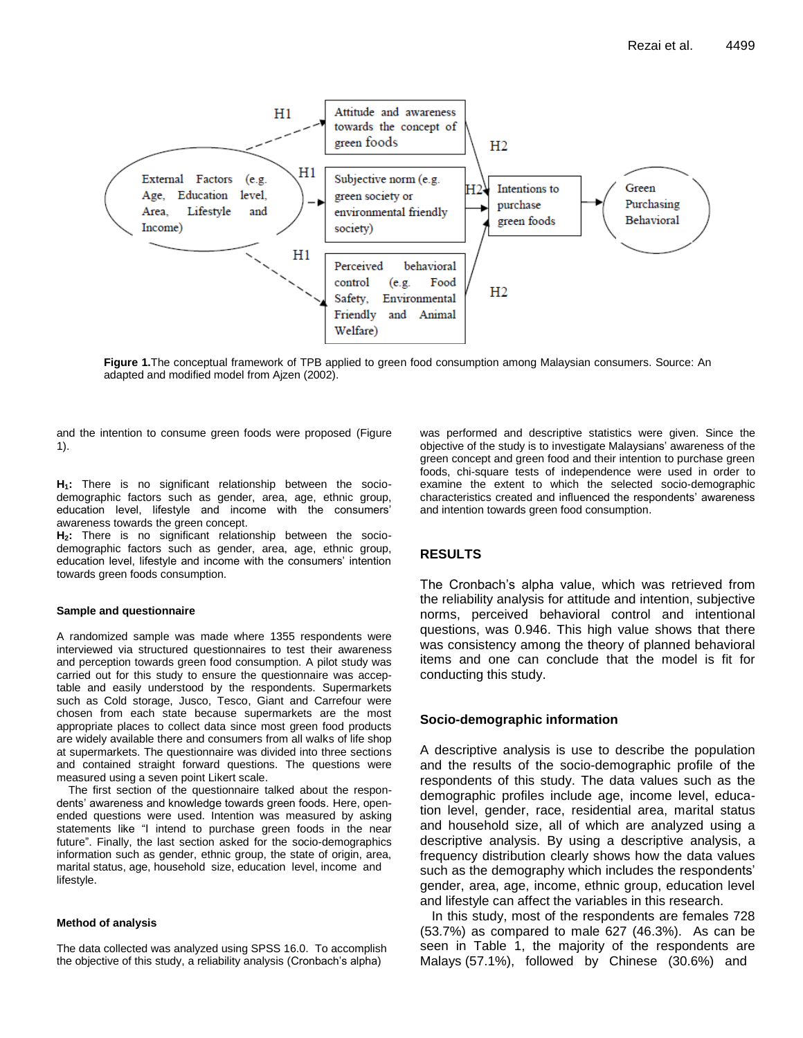H1

Attitude and awareness towards the concept of green foods

H2

External Factors (e.g. Age, Education level, Area, Lifestyle and Income)

H1

Subjective norm (e.g. green society or environmental friendly society)

H2

Intentions to purchase green foods

Green Purchasing Behavioral

H1

Perceived behavioral control (e.g. Food Safety, Environmental Friendly and Animal Welfare)

H2

**Figure 1.** The conceptual framework of TPB applied to green food consumption among Malaysian consumers. Source: An adapted and modified model from Ajzen (2002).

and the intention to consume green foods were proposed (Figure 1).

**$H_1$:** There is no significant relationship between the socio-demographic factors such as gender, area, age, ethnic group, education level, lifestyle and income with the consumers' awareness towards the green concept.

**$H_2$:** There is no significant relationship between the socio-demographic factors such as gender, area, age, ethnic group, education level, lifestyle and income with the consumers' intention towards green foods consumption.

#### Sample and questionnaire

A randomized sample was made where 1355 respondents were interviewed via structured questionnaires to test their awareness and perception towards green food consumption. A pilot study was carried out for this study to ensure the questionnaire was acceptable and easily understood by the respondents. Supermarkets such as Cold storage, Jusco, Tesco, Giant and Carrefour were chosen from each state because supermarkets are the most appropriate places to collect data since most green food products are widely available there and consumers from all walks of life shop at supermarkets. The questionnaire was divided into three sections and contained straight forward questions. The questions were measured using a seven point Likert scale.

The first section of the questionnaire talked about the respondents' awareness and knowledge towards green foods. Here, open-ended questions were used. Intention was measured by asking statements like "I intend to purchase green foods in the near future". Finally, the last section asked for the socio-demographics information such as gender, ethnic group, the state of origin, area, marital status, age, household size, education level, income and lifestyle.

#### Method of analysis

The data collected was analyzed using SPSS 16.0. To accomplish the objective of this study, a reliability analysis (Cronbach's alpha) was performed and descriptive statistics were given. Since the objective of the study is to investigate Malaysians' awareness of the green concept and green food and their intention to purchase green foods, chi-square tests of independence were used in order to examine the extent to which the selected socio-demographic characteristics created and influenced the respondents' awareness and intention towards green food consumption.

## RESULTS

The Cronbach's alpha value, which was retrieved from the reliability analysis for attitude and intention, subjective norms, perceived behavioral control and intentional questions, was 0.946. This high value shows that there was consistency among the theory of planned behavioral items and one can conclude that the model is fit for conducting this study.

### Socio-demographic information

A descriptive analysis is use to describe the population and the results of the socio-demographic profile of the respondents of this study. The data values such as the demographic profiles include age, income level, education level, gender, race, residential area, marital status and household size, all of which are analyzed using a descriptive analysis. By using a descriptive analysis, a frequency distribution clearly shows how the data values such as the demography which includes the respondents' gender, area, age, income, ethnic group, education level and lifestyle can affect the variables in this research.

In this study, most of the respondents are females 728 (53.7%) as compared to male 627 (46.3%). As can be seen in Table 1, the majority of the respondents are Malays (57.1%), followed by Chinese (30.6%) and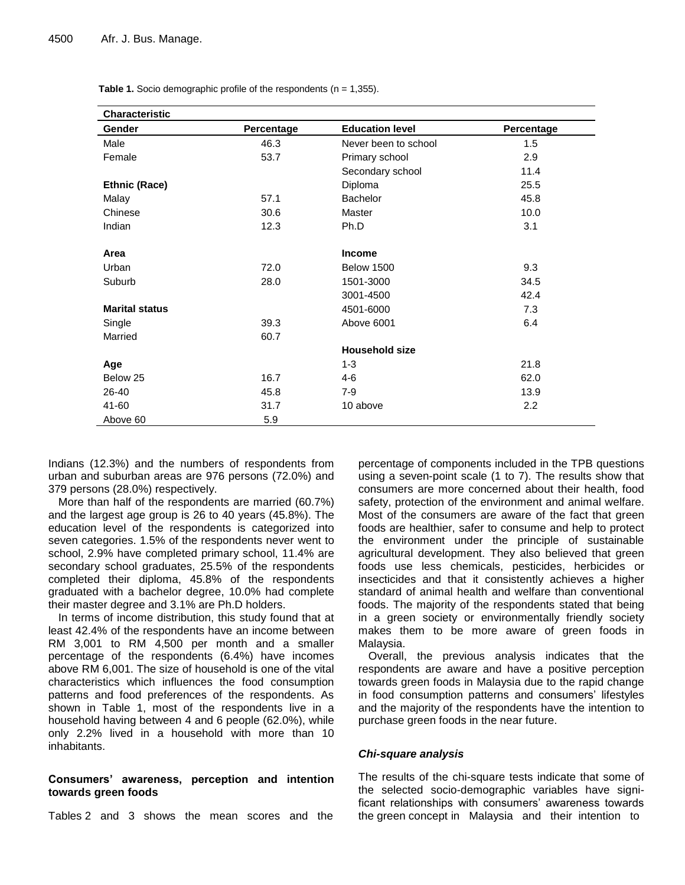**Table 1.** Socio demographic profile of the respondents (n = 1,355).

| Characteristic | | | |
|---|---|---|---|
| **Gender** | **Percentage** | **Education level** | **Percentage** |
| Male | 46.3 | Never been to school | 1.5 |
| Female | 53.7 | Primary school | 2.9 |
| | | Secondary school | 11.4 |
| **Ethnic (Race)** | | Diploma | 25.5 |
| Malay | 57.1 | Bachelor | 45.8 |
| Chinese | 30.6 | Master | 10.0 |
| Indian | 12.3 | Ph.D | 3.1 |
| | | | |
| **Area** | | **Income** | |
| Urban | 72.0 | Below 1500 | 9.3 |
| Suburb | 28.0 | 1501-3000 | 34.5 |
| | | 3001-4500 | 42.4 |
| **Marital status** | | 4501-6000 | 7.3 |
| Single | 39.3 | Above 6001 | 6.4 |
| Married | 60.7 | | |
| | | **Household size** | |
| **Age** | | 1-3 | 21.8 |
| Below 25 | 16.7 | 4-6 | 62.0 |
| 26-40 | 45.8 | 7-9 | 13.9 |
| 41-60 | 31.7 | 10 above | 2.2 |
| Above 60 | 5.9 | | |

Indians (12.3%) and the numbers of respondents from urban and suburban areas are 976 persons (72.0%) and 379 persons (28.0%) respectively.

More than half of the respondents are married (60.7%) and the largest age group is 26 to 40 years (45.8%). The education level of the respondents is categorized into seven categories. 1.5% of the respondents never went to school, 2.9% have completed primary school, 11.4% are secondary school graduates, 25.5% of the respondents completed their diploma, 45.8% of the respondents graduated with a bachelor degree, 10.0% had complete their master degree and 3.1% are Ph.D holders.

In terms of income distribution, this study found that at least 42.4% of the respondents have an income between RM 3,001 to RM 4,500 per month and a smaller percentage of the respondents (6.4%) have incomes above RM 6,001. The size of household is one of the vital characteristics which influences the food consumption patterns and food preferences of the respondents. As shown in Table 1, most of the respondents live in a household having between 4 and 6 people (62.0%), while only 2.2% lived in a household with more than 10 inhabitants.

### Consumers' awareness, perception and intention towards green foods

Tables 2 and 3 shows the mean scores and the percentage of components included in the TPB questions using a seven-point scale (1 to 7). The results show that consumers are more concerned about their health, food safety, protection of the environment and animal welfare. Most of the consumers are aware of the fact that green foods are healthier, safer to consume and help to protect the environment under the principle of sustainable agricultural development. They also believed that green foods use less chemicals, pesticides, herbicides or insecticides and that it consistently achieves a higher standard of animal health and welfare than conventional foods. The majority of the respondents stated that being in a green society or environmentally friendly society makes them to be more aware of green foods in Malaysia.

Overall, the previous analysis indicates that the respondents are aware and have a positive perception towards green foods in Malaysia due to the rapid change in food consumption patterns and consumers' lifestyles and the majority of the respondents have the intention to purchase green foods in the near future.

#### *Chi-square analysis*

The results of the chi-square tests indicate that some of the selected socio-demographic variables have significant relationships with consumers' awareness towards the green concept in Malaysia and their intention to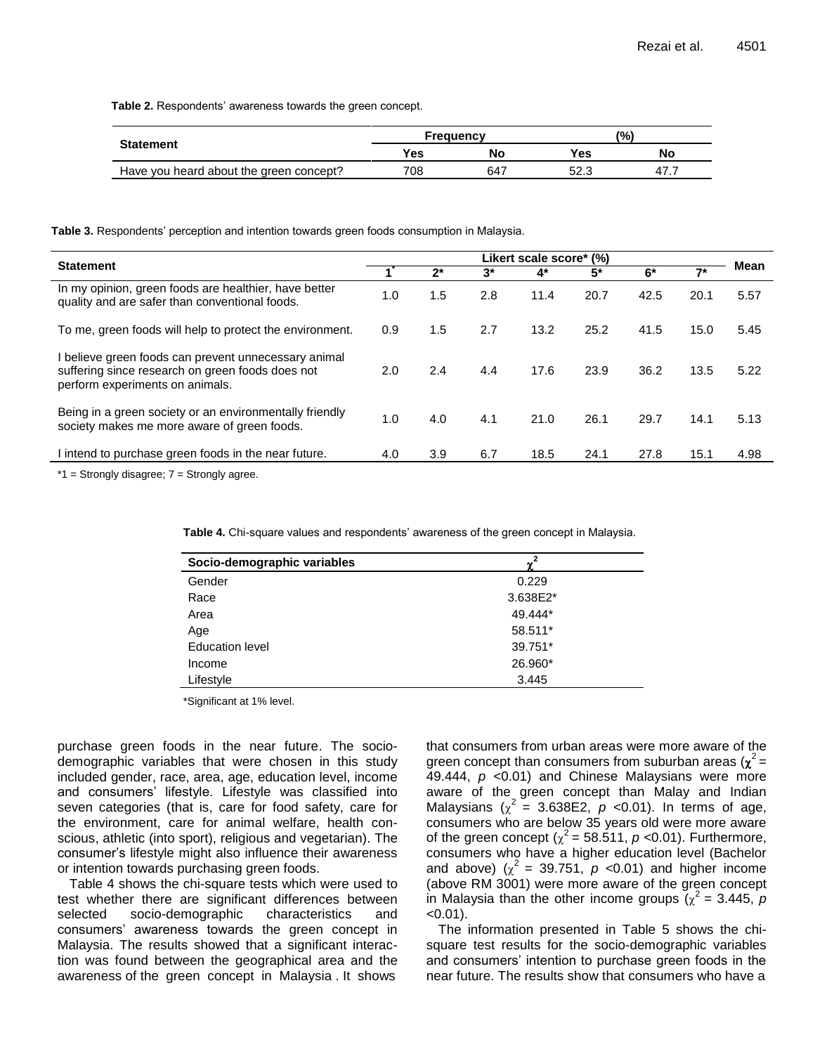**Table 2.** Respondents' awareness towards the green concept.

| Statement | Frequency | | (%) | |
|---|---|---|---|---|
| | Yes | No | Yes | No |
| Have you heard about the green concept? | 708 | 647 | 52.3 | 47.7 |

**Table 3.** Respondents' perception and intention towards green foods consumption in Malaysia.

| Statement | Likert scale score* (%) | | | | | | | Mean |
|---|---|---|---|---|---|---|---|---|
| | 1* | 2* | 3* | 4* | 5* | 6* | 7* | |
| In my opinion, green foods are healthier, have better quality and are safer than conventional foods. | 1.0 | 1.5 | 2.8 | 11.4 | 20.7 | 42.5 | 20.1 | 5.57 |
| To me, green foods will help to protect the environment. | 0.9 | 1.5 | 2.7 | 13.2 | 25.2 | 41.5 | 15.0 | 5.45 |
| I believe green foods can prevent unnecessary animal suffering since research on green foods does not perform experiments on animals. | 2.0 | 2.4 | 4.4 | 17.6 | 23.9 | 36.2 | 13.5 | 5.22 |
| Being in a green society or an environmentally friendly society makes me more aware of green foods. | 1.0 | 4.0 | 4.1 | 21.0 | 26.1 | 29.7 | 14.1 | 5.13 |
| I intend to purchase green foods in the near future. | 4.0 | 3.9 | 6.7 | 18.5 | 24.1 | 27.8 | 15.1 | 4.98 |

*1 = Strongly disagree; 7 = Strongly agree.

**Table 4.** Chi-square values and respondents' awareness of the green concept in Malaysia.

| Socio-demographic variables | $\chi^2$ |
|---|---|
| Gender | 0.229 |
| Race | 3.638E2* |
| Area | 49.444* |
| Age | 58.511* |
| Education level | 39.751* |
| Income | 26.960* |
| Lifestyle | 3.445 |

*Significant at 1% level.

purchase green foods in the near future. The socio-demographic variables that were chosen in this study included gender, race, area, age, education level, income and consumers' lifestyle. Lifestyle was classified into seven categories (that is, care for food safety, care for the environment, care for animal welfare, health conscious, athletic (into sport), religious and vegetarian). The consumer's lifestyle might also influence their awareness or intention towards purchasing green foods.

Table 4 shows the chi-square tests which were used to test whether there are significant differences between selected socio-demographic characteristics and consumers' awareness towards the green concept in Malaysia. The results showed that a significant interaction was found between the geographical area and the awareness of the green concept in Malaysia . It shows that consumers from urban areas were more aware of the green concept than consumers from suburban areas ($\chi^2$ = 49.444, $p$ <0.01) and Chinese Malaysians were more aware of the green concept than Malay and Indian Malaysians ($\chi^2$ = 3.638E2, $p$ <0.01). In terms of age, consumers who are below 35 years old were more aware of the green concept ($\chi^2$ = 58.511, $p$ <0.01). Furthermore, consumers who have a higher education level (Bachelor and above) ($\chi^2$ = 39.751, $p$ <0.01) and higher income (above RM 3001) were more aware of the green concept in Malaysia than the other income groups ($\chi^2$ = 3.445, $p$ <0.01).

The information presented in Table 5 shows the chi-square test results for the socio-demographic variables and consumers' intention to purchase green foods in the near future. The results show that consumers who have a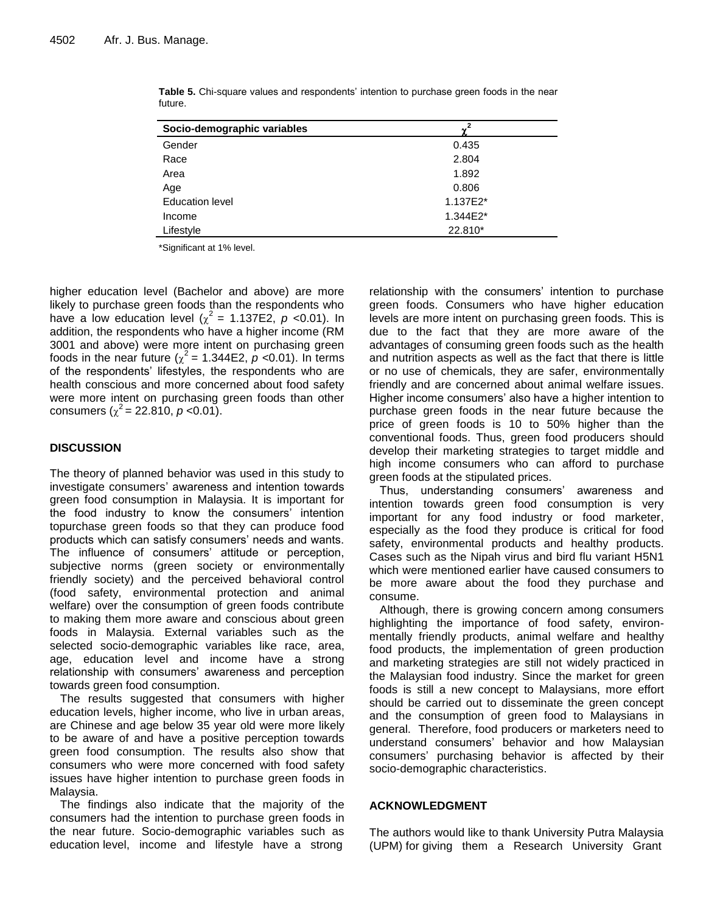**Table 5.** Chi-square values and respondents' intention to purchase green foods in the near future.

| Socio-demographic variables | $\chi^2$ |
|---|---|
| Gender | 0.435 |
| Race | 2.804 |
| Area | 1.892 |
| Age | 0.806 |
| Education level | 1.137E2* |
| Income | 1.344E2* |
| Lifestyle | 22.810* |

*Significant at 1% level.

higher education level (Bachelor and above) are more likely to purchase green foods than the respondents who have a low education level ($\chi^2$ = 1.137E2, $p$ <0.01). In addition, the respondents who have a higher income (RM 3001 and above) were more intent on purchasing green foods in the near future ($\chi^2$ = 1.344E2, $p$ <0.01). In terms of the respondents' lifestyles, the respondents who are health conscious and more concerned about food safety were more intent on purchasing green foods than other consumers ($\chi^2$ = 22.810, $p$ <0.01).

## DISCUSSION

The theory of planned behavior was used in this study to investigate consumers' awareness and intention towards green food consumption in Malaysia. It is important for the food industry to know the consumers' intention topurchase green foods so that they can produce food products which can satisfy consumers' needs and wants. The influence of consumers' attitude or perception, subjective norms (green society or environmentally friendly society) and the perceived behavioral control (food safety, environmental protection and animal welfare) over the consumption of green foods contribute to making them more aware and conscious about green foods in Malaysia. External variables such as the selected socio-demographic variables like race, area, age, education level and income have a strong relationship with consumers' awareness and perception towards green food consumption.

The results suggested that consumers with higher education levels, higher income, who live in urban areas, are Chinese and age below 35 year old were more likely to be aware of and have a positive perception towards green food consumption. The results also show that consumers who were more concerned with food safety issues have higher intention to purchase green foods in Malaysia.

The findings also indicate that the majority of the consumers had the intention to purchase green foods in the near future. Socio-demographic variables such as education level, income and lifestyle have a strong relationship with the consumers' intention to purchase green foods. Consumers who have higher education levels are more intent on purchasing green foods. This is due to the fact that they are more aware of the advantages of consuming green foods such as the health and nutrition aspects as well as the fact that there is little or no use of chemicals, they are safer, environmentally friendly and are concerned about animal welfare issues. Higher income consumers' also have a higher intention to purchase green foods in the near future because the price of green foods is 10 to 50% higher than the conventional foods. Thus, green food producers should develop their marketing strategies to target middle and high income consumers who can afford to purchase green foods at the stipulated prices.

Thus, understanding consumers' awareness and intention towards green food consumption is very important for any food industry or food marketer, especially as the food they produce is critical for food safety, environmental products and healthy products. Cases such as the Nipah virus and bird flu variant H5N1 which were mentioned earlier have caused consumers to be more aware about the food they purchase and consume.

Although, there is growing concern among consumers highlighting the importance of food safety, environmentally friendly products, animal welfare and healthy food products, the implementation of green production and marketing strategies are still not widely practiced in the Malaysian food industry. Since the market for green foods is still a new concept to Malaysians, more effort should be carried out to disseminate the green concept and the consumption of green food to Malaysians in general. Therefore, food producers or marketers need to understand consumers' behavior and how Malaysian consumers' purchasing behavior is affected by their socio-demographic characteristics.

## ACKNOWLEDGMENT

The authors would like to thank University Putra Malaysia (UPM) for giving them a Research University Grant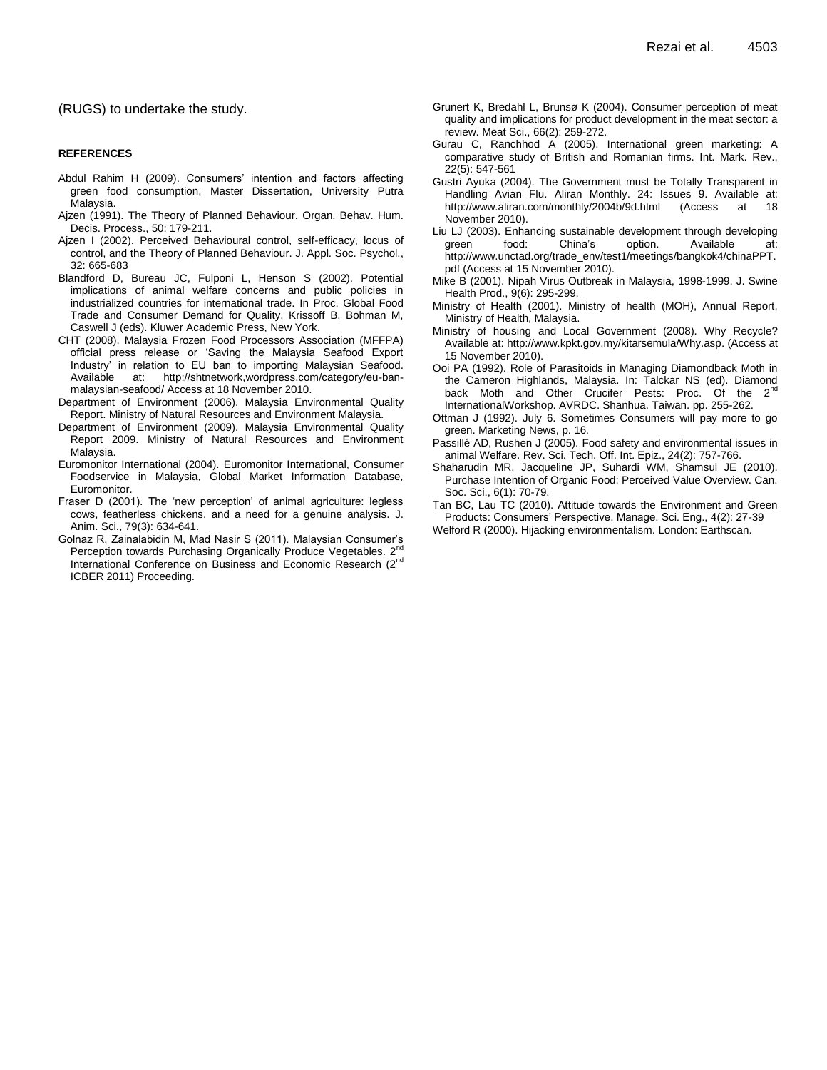(RUGS) to undertake the study.

## REFERENCES

Abdul Rahim H (2009). Consumers' intention and factors affecting green food consumption, Master Dissertation, University Putra Malaysia.

Ajzen (1991). The Theory of Planned Behaviour. Organ. Behav. Hum. Decis. Process., 50: 179-211.

Ajzen I (2002). Perceived Behavioural control, self-efficacy, locus of control, and the Theory of Planned Behaviour. J. Appl. Soc. Psychol., 32: 665-683

Blandford D, Bureau JC, Fulponi L, Henson S (2002). Potential implications of animal welfare concerns and public policies in industrialized countries for international trade. In Proc. Global Food Trade and Consumer Demand for Quality, Krissoff B, Bohman M, Caswell J (eds). Kluwer Academic Press, New York.

CHT (2008). Malaysia Frozen Food Processors Association (MFFPA) official press release or 'Saving the Malaysia Seafood Export Industry' in relation to EU ban to importing Malaysian Seafood. Available at: http://shtnetwork,wordpress.com/category/eu-ban-malaysian-seafood/ Access at 18 November 2010.

Department of Environment (2006). Malaysia Environmental Quality Report. Ministry of Natural Resources and Environment Malaysia.

Department of Environment (2009). Malaysia Environmental Quality Report 2009. Ministry of Natural Resources and Environment Malaysia.

Euromonitor International (2004). Euromonitor International, Consumer Foodservice in Malaysia, Global Market Information Database, Euromonitor.

Fraser D (2001). The 'new perception' of animal agriculture: legless cows, featherless chickens, and a need for a genuine analysis. J. Anim. Sci., 79(3): 634-641.

Golnaz R, Zainalabidin M, Mad Nasir S (2011). Malaysian Consumer's Perception towards Purchasing Organically Produce Vegetables. 2nd International Conference on Business and Economic Research (2nd ICBER 2011) Proceeding.

Grunert K, Bredahl L, Brunsø K (2004). Consumer perception of meat quality and implications for product development in the meat sector: a review. Meat Sci., 66(2): 259-272.

Gurau C, Ranchhod A (2005). International green marketing: A comparative study of British and Romanian firms. Int. Mark. Rev., 22(5): 547-561

Gustri Ayuka (2004). The Government must be Totally Transparent in Handling Avian Flu. Aliran Monthly. 24: Issues 9. Available at: http://www.aliran.com/monthly/2004b/9d.html (Access at 18 November 2010).

Liu LJ (2003). Enhancing sustainable development through developing green food: China's option. Available at: http://www.unctad.org/trade_env/test1/meetings/bangkok4/chinaPPT.pdf (Access at 15 November 2010).

Mike B (2001). Nipah Virus Outbreak in Malaysia, 1998-1999. J. Swine Health Prod., 9(6): 295-299.

Ministry of Health (2001). Ministry of health (MOH), Annual Report, Ministry of Health, Malaysia.

Ministry of housing and Local Government (2008). Why Recycle? Available at: http://www.kpkt.gov.my/kitarsemula/Why.asp. (Access at 15 November 2010).

Ooi PA (1992). Role of Parasitoids in Managing Diamondback Moth in the Cameron Highlands, Malaysia. In: Talckar NS (ed). Diamond back Moth and Other Crucifer Pests: Proc. Of the 2nd InternationalWorkshop. AVRDC. Shanhua. Taiwan. pp. 255-262.

Ottman J (1992). July 6. Sometimes Consumers will pay more to go green. Marketing News, p. 16.

Passillé AD, Rushen J (2005). Food safety and environmental issues in animal Welfare. Rev. Sci. Tech. Off. Int. Epiz., 24(2): 757-766.

Shaharudin MR, Jacqueline JP, Suhardi WM, Shamsul JE (2010). Purchase Intention of Organic Food; Perceived Value Overview. Can. Soc. Sci., 6(1): 70-79.

Tan BC, Lau TC (2010). Attitude towards the Environment and Green Products: Consumers' Perspective. Manage. Sci. Eng., 4(2): 27-39

Welford R (2000). Hijacking environmentalism. London: Earthscan.